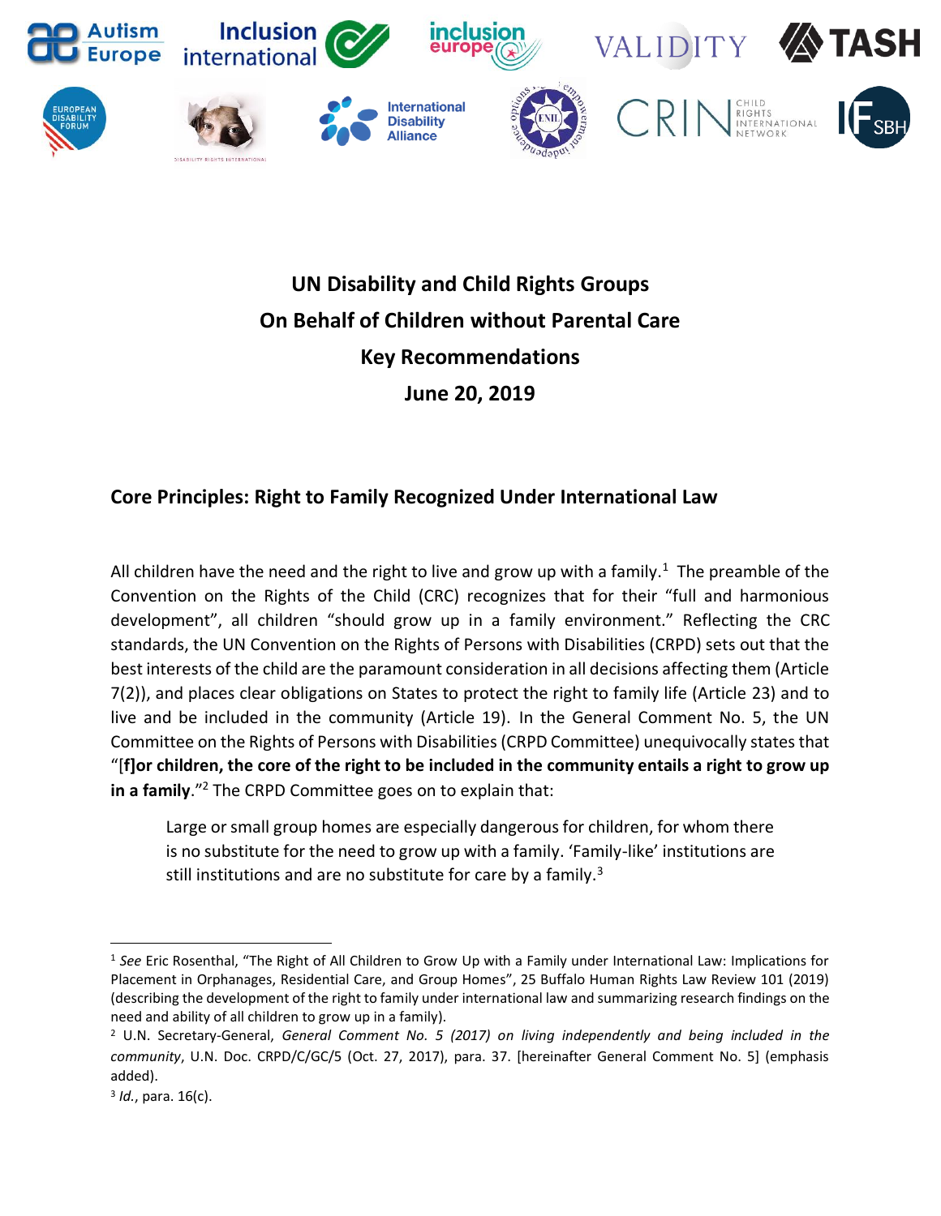# UN Disability and Child Rights Groups On Behalf of Children without Parental Care Key Recommendations June 20, 2019

## Core Principles: Right to Family Recognized Under International Law

All children have the need and the right to live and grow up with a family.[1] The preamble of the Convention on the Rights of the Child (CRC) recognizes that for their "full and harmonious development", all children "should grow up in a family environment." Reflecting the CRC standards, the UN Convention on the Rights of Persons with Disabilities (CRPD) sets out that the best interests of the child are the paramount consideration in all decisions affecting them (Article 7(2)), and places clear obligations on States to protect the right to family life (Article 23) and to live and be included in the community (Article 19). In the General Comment No. 5, the UN Committee on the Rights of Persons with Disabilities (CRPD Committee) unequivocally states that "[**f]or children, the core of the right to be included in the community entails a right to grow up in a family**."[2] The CRPD Committee goes on to explain that:

> Large or small group homes are especially dangerous for children, for whom there is no substitute for the need to grow up with a family. 'Family-like' institutions are still institutions and are no substitute for care by a family.[3]

---

[1] *See* Eric Rosenthal, "The Right of All Children to Grow Up with a Family under International Law: Implications for Placement in Orphanages, Residential Care, and Group Homes", 25 Buffalo Human Rights Law Review 101 (2019) (describing the development of the right to family under international law and summarizing research findings on the need and ability of all children to grow up in a family).

[2] U.N. Secretary-General, *General Comment No. 5 (2017) on living independently and being included in the community*, U.N. Doc. CRPD/C/GC/5 (Oct. 27, 2017), para. 37. [hereinafter General Comment No. 5] (emphasis added).

[3] *Id.*, para. 16(c).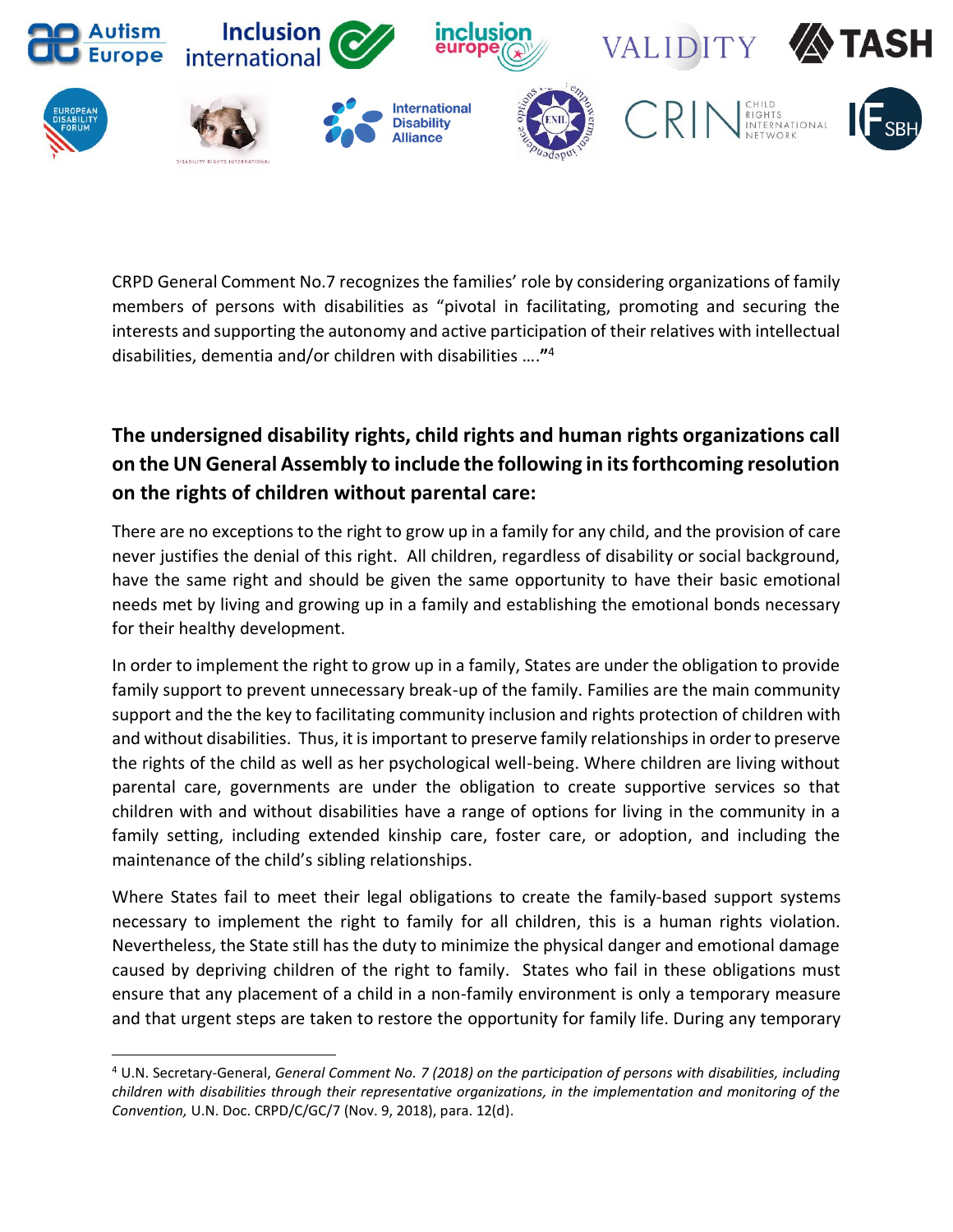CRPD General Comment No.7 recognizes the families' role by considering organizations of family members of persons with disabilities as "pivotal in facilitating, promoting and securing the interests and supporting the autonomy and active participation of their relatives with intellectual disabilities, dementia and/or children with disabilities …."[4]

## The undersigned disability rights, child rights and human rights organizations call on the UN General Assembly to include the following in its forthcoming resolution on the rights of children without parental care:

There are no exceptions to the right to grow up in a family for any child, and the provision of care never justifies the denial of this right. All children, regardless of disability or social background, have the same right and should be given the same opportunity to have their basic emotional needs met by living and growing up in a family and establishing the emotional bonds necessary for their healthy development.

In order to implement the right to grow up in a family, States are under the obligation to provide family support to prevent unnecessary break-up of the family. Families are the main community support and the the key to facilitating community inclusion and rights protection of children with and without disabilities. Thus, it is important to preserve family relationships in order to preserve the rights of the child as well as her psychological well-being. Where children are living without parental care, governments are under the obligation to create supportive services so that children with and without disabilities have a range of options for living in the community in a family setting, including extended kinship care, foster care, or adoption, and including the maintenance of the child's sibling relationships.

Where States fail to meet their legal obligations to create the family-based support systems necessary to implement the right to family for all children, this is a human rights violation. Nevertheless, the State still has the duty to minimize the physical danger and emotional damage caused by depriving children of the right to family. States who fail in these obligations must ensure that any placement of a child in a non-family environment is only a temporary measure and that urgent steps are taken to restore the opportunity for family life. During any temporary

---

[4] U.N. Secretary-General, *General Comment No. 7 (2018) on the participation of persons with disabilities, including children with disabilities through their representative organizations, in the implementation and monitoring of the Convention,* U.N. Doc. CRPD/C/GC/7 (Nov. 9, 2018), para. 12(d).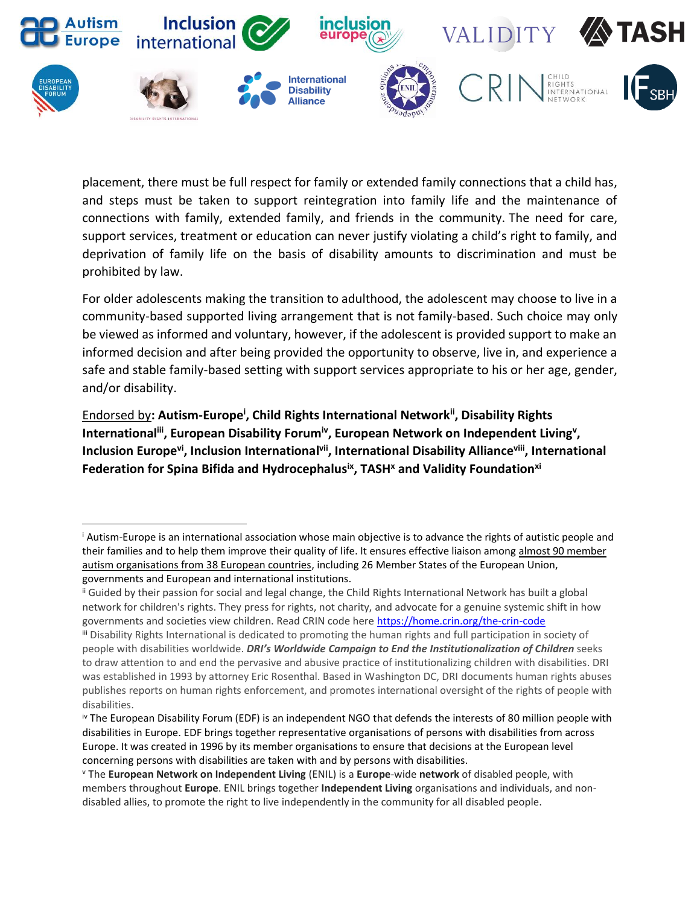placement, there must be full respect for family or extended family connections that a child has, and steps must be taken to support reintegration into family life and the maintenance of connections with family, extended family, and friends in the community. The need for care, support services, treatment or education can never justify violating a child's right to family, and deprivation of family life on the basis of disability amounts to discrimination and must be prohibited by law.

For older adolescents making the transition to adulthood, the adolescent may choose to live in a community-based supported living arrangement that is not family-based. Such choice may only be viewed as informed and voluntary, however, if the adolescent is provided support to make an informed decision and after being provided the opportunity to observe, live in, and experience a safe and stable family-based setting with support services appropriate to his or her age, gender, and/or disability.

Endorsed by: **Autism-Europe[i], Child Rights International Network[ii], Disability Rights International[iii], European Disability Forum[iv], European Network on Independent Living[v], Inclusion Europe[vi], Inclusion International[vii], International Disability Alliance[viii], International Federation for Spina Bifida and Hydrocephalus[ix], TASH[x] and Validity Foundation[xi]**

---

[i] Autism-Europe is an international association whose main objective is to advance the rights of autistic people and their families and to help them improve their quality of life. It ensures effective liaison among almost 90 member autism organisations from 38 European countries, including 26 Member States of the European Union, governments and European and international institutions.

[ii] Guided by their passion for social and legal change, the Child Rights International Network has built a global network for children's rights. They press for rights, not charity, and advocate for a genuine systemic shift in how governments and societies view children. Read CRIN code here https://home.crin.org/the-crin-code

[iii] Disability Rights International is dedicated to promoting the human rights and full participation in society of people with disabilities worldwide. ***DRI's Worldwide Campaign to End the Institutionalization of Children*** seeks to draw attention to and end the pervasive and abusive practice of institutionalizing children with disabilities. DRI was established in 1993 by attorney Eric Rosenthal. Based in Washington DC, DRI documents human rights abuses publishes reports on human rights enforcement, and promotes international oversight of the rights of people with disabilities.

[iv] The European Disability Forum (EDF) is an independent NGO that defends the interests of 80 million people with disabilities in Europe. EDF brings together representative organisations of persons with disabilities from across Europe. It was created in 1996 by its member organisations to ensure that decisions at the European level concerning persons with disabilities are taken with and by persons with disabilities.

[v] The **European Network on Independent Living** (ENIL) is a **Europe**-wide **network** of disabled people, with members throughout **Europe**. ENIL brings together **Independent Living** organisations and individuals, and non-disabled allies, to promote the right to live independently in the community for all disabled people.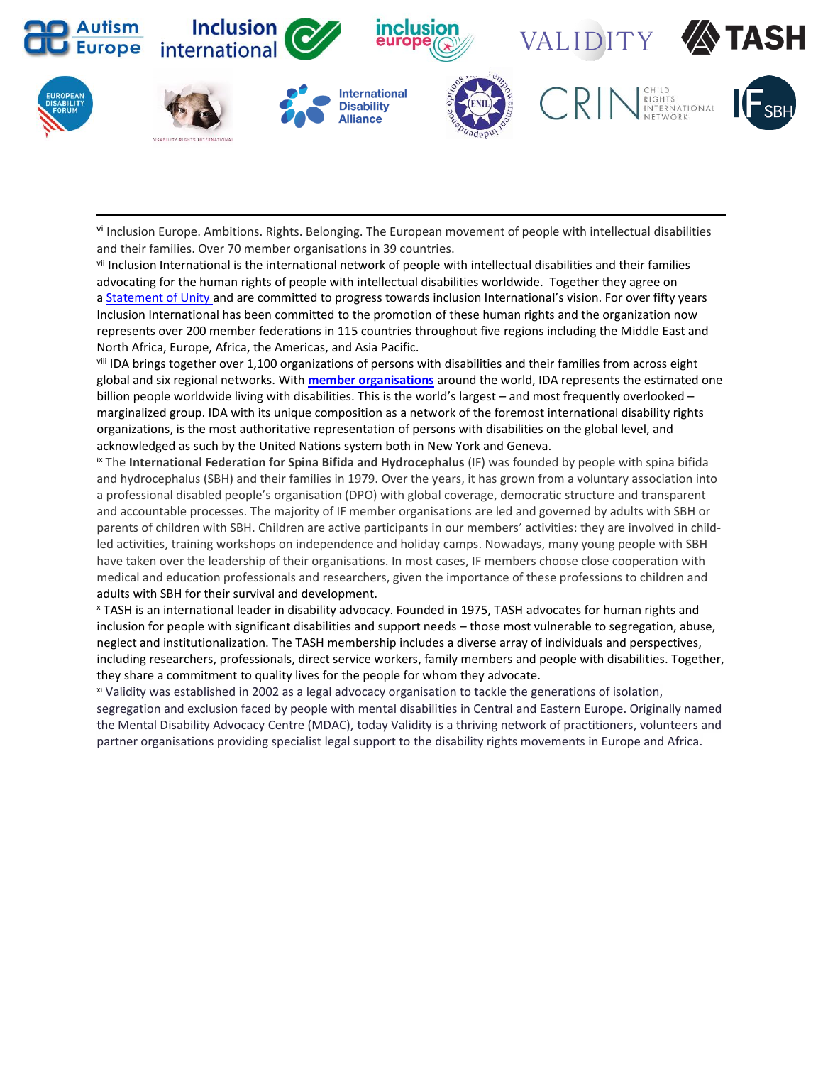[vi] Inclusion Europe. Ambitions. Rights. Belonging. The European movement of people with intellectual disabilities and their families. Over 70 member organisations in 39 countries.

[vii] Inclusion International is the international network of people with intellectual disabilities and their families advocating for the human rights of people with intellectual disabilities worldwide. Together they agree on a Statement of Unity and are committed to progress towards inclusion International's vision. For over fifty years Inclusion International has been committed to the promotion of these human rights and the organization now represents over 200 member federations in 115 countries throughout five regions including the Middle East and North Africa, Europe, Africa, the Americas, and Asia Pacific.

[viii] IDA brings together over 1,100 organizations of persons with disabilities and their families from across eight global and six regional networks. With **member organisations** around the world, IDA represents the estimated one billion people worldwide living with disabilities. This is the world's largest – and most frequently overlooked – marginalized group. IDA with its unique composition as a network of the foremost international disability rights organizations, is the most authoritative representation of persons with disabilities on the global level, and acknowledged as such by the United Nations system both in New York and Geneva.

[ix] The **International Federation for Spina Bifida and Hydrocephalus** (IF) was founded by people with spina bifida and hydrocephalus (SBH) and their families in 1979. Over the years, it has grown from a voluntary association into a professional disabled people's organisation (DPO) with global coverage, democratic structure and transparent and accountable processes. The majority of IF member organisations are led and governed by adults with SBH or parents of children with SBH. Children are active participants in our members' activities: they are involved in child-led activities, training workshops on independence and holiday camps. Nowadays, many young people with SBH have taken over the leadership of their organisations. In most cases, IF members choose close cooperation with medical and education professionals and researchers, given the importance of these professions to children and adults with SBH for their survival and development.

[x] TASH is an international leader in disability advocacy. Founded in 1975, TASH advocates for human rights and inclusion for people with significant disabilities and support needs – those most vulnerable to segregation, abuse, neglect and institutionalization. The TASH membership includes a diverse array of individuals and perspectives, including researchers, professionals, direct service workers, family members and people with disabilities. Together, they share a commitment to quality lives for the people for whom they advocate.

[xi] Validity was established in 2002 as a legal advocacy organisation to tackle the generations of isolation, segregation and exclusion faced by people with mental disabilities in Central and Eastern Europe. Originally named the Mental Disability Advocacy Centre (MDAC), today Validity is a thriving network of practitioners, volunteers and partner organisations providing specialist legal support to the disability rights movements in Europe and Africa.